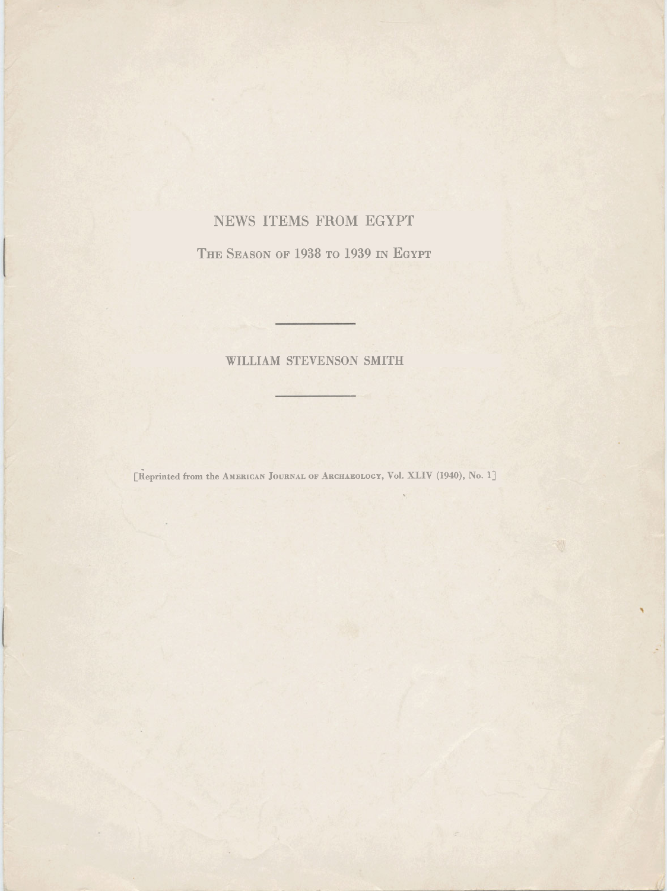# NEWS ITEMS FROM EGYPT

## THE SEASON OF 1938 TO 1939 IN EGYPT

---

WILLIAM STEVENSON SMITH

---

[Reprinted from the AMERICAN JOURNAL OF ARCHAEOLOGY, Vol. XLIV (1940), No. 1]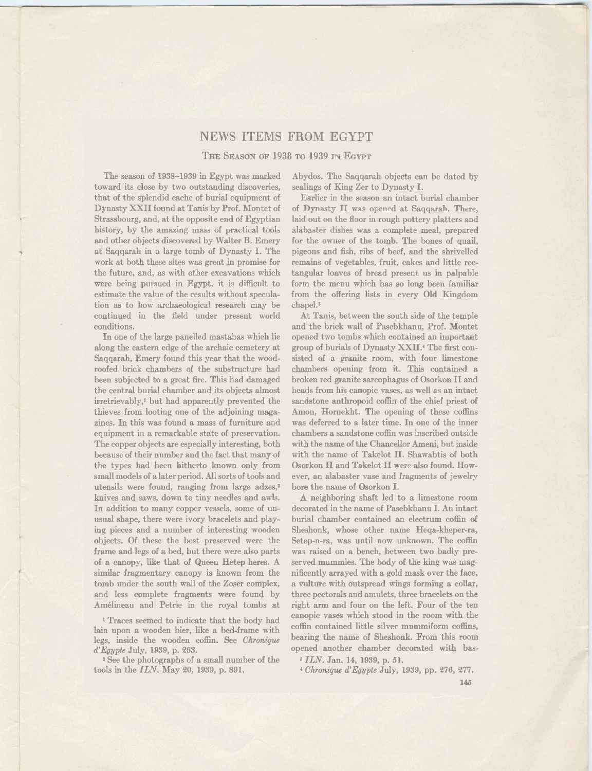# NEWS ITEMS FROM EGYPT

## The Season of 1938 to 1939 in Egypt

The season of 1938–1939 in Egypt was marked toward its close by two outstanding discoveries, that of the splendid cache of burial equipment of Dynasty XXII found at Tanis by Prof. Montet of Strassbourg, and, at the opposite end of Egyptian history, by the amazing mass of practical tools and other objects discovered by Walter B. Emery at Saqqarah in a large tomb of Dynasty I. The work at both these sites was great in promise for the future, and, as with other excavations which were being pursued in Egypt, it is difficult to estimate the value of the results without speculation as to how archaeological research may be continued in the field under present world conditions.

In one of the large panelled mastabas which lie along the eastern edge of the archaic cemetery at Saqqarah, Emery found this year that the wood-roofed brick chambers of the substructure had been subjected to a great fire. This had damaged the central burial chamber and its objects almost irretrievably,[1] but had apparently prevented the thieves from looting one of the adjoining magazines. In this was found a mass of furniture and equipment in a remarkable state of preservation. The copper objects are especially interesting, both because of their number and the fact that many of the types had been hitherto known only from small models of a later period. All sorts of tools and utensils were found, ranging from large adzes,[2] knives and saws, down to tiny needles and awls. In addition to many copper vessels, some of unusual shape, there were ivory bracelets and playing pieces and a number of interesting wooden objects. Of these the best preserved were the frame and legs of a bed, but there were also parts of a canopy, like that of Queen Hetep-heres. A similar fragmentary canopy is known from the tomb under the south wall of the Zoser complex, and less complete fragments were found by Amélineau and Petrie in the royal tombs at Abydos. The Saqqarah objects can be dated by sealings of King Zer to Dynasty I.

Earlier in the season an intact burial chamber of Dynasty II was opened at Saqqarah. There, laid out on the floor in rough pottery platters and alabaster dishes was a complete meal, prepared for the owner of the tomb. The bones of quail, pigeons and fish, ribs of beef, and the shrivelled remains of vegetables, fruit, cakes and little rectangular loaves of bread present us in palpable form the menu which has so long been familiar from the offering lists in every Old Kingdom chapel.[3]

At Tanis, between the south side of the temple and the brick wall of Pasebkhanu, Prof. Montet opened two tombs which contained an important group of burials of Dynasty XXII.[4] The first consisted of a granite room, with four limestone chambers opening from it. This contained a broken red granite sarcophagus of Osorkon II and heads from his canopic vases, as well as an intact sandstone anthropoid coffin of the chief priest of Amon, Hornekht. The opening of these coffins was deferred to a later time. In one of the inner chambers a sandstone coffin was inscribed outside with the name of the Chancellor Ameni, but inside with the name of Takelot II. Shawabtis of both Osorkon II and Takelot II were also found. However, an alabaster vase and fragments of jewelry bore the name of Osorkon I.

A neighboring shaft led to a limestone room decorated in the name of Pasebkhanu I. An intact burial chamber contained an electrum coffin of Sheshonk, whose other name Heqa-kheper-ra, Setep-n-ra, was until now unknown. The coffin was raised on a bench, between two badly preserved mummies. The body of the king was magnificently arrayed with a gold mask over the face, a vulture with outspread wings forming a collar, three pectorals and amulets, three bracelets on the right arm and four on the left. Four of the ten canopic vases which stood in the room with the coffin contained little silver mummiform coffins, bearing the name of Sheshonk. From this room opened another chamber decorated with bas-

[1] Traces seemed to indicate that the body had lain upon a wooden bier, like a bed-frame with legs, inside the wooden coffin. See *Chronique d'Egypte* July, 1939, p. 263.

[2] See the photographs of a small number of the tools in the *ILN*. May 20, 1939, p. 891.

[3] *ILN*. Jan. 14, 1939, p. 51.

[4] *Chronique d'Egypte* July, 1939, pp. 276, 277.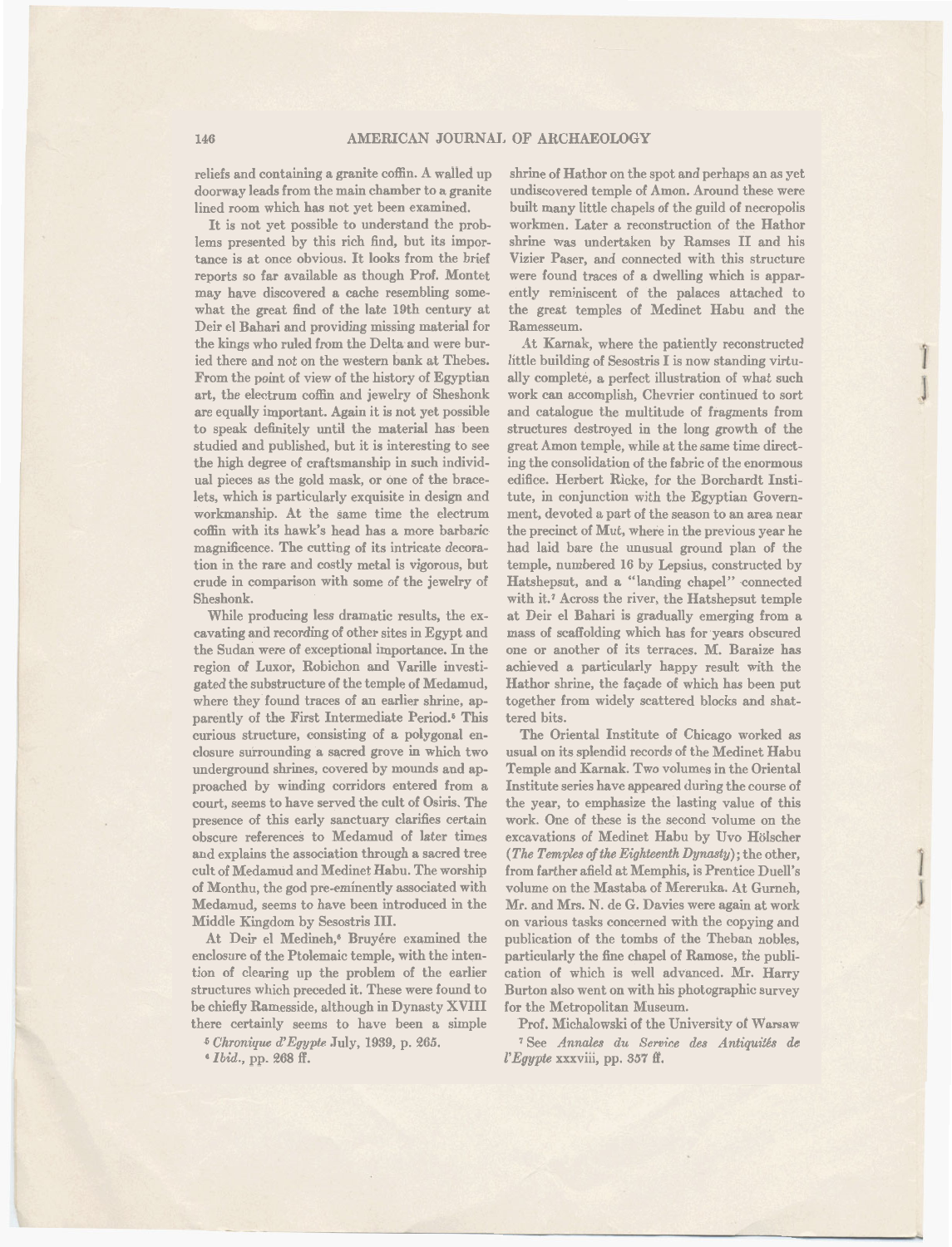reliefs and containing a granite coffin. A walled up doorway leads from the main chamber to a granite lined room which has not yet been examined.

It is not yet possible to understand the problems presented by this rich find, but its importance is at once obvious. It looks from the brief reports so far available as though Prof. Montet may have discovered a cache resembling somewhat the great find of the late 19th century at Deir el Bahari and providing missing material for the kings who ruled from the Delta and were buried there and not on the western bank at Thebes. From the point of view of the history of Egyptian art, the electrum coffin and jewelry of Sheshonk are equally important. Again it is not yet possible to speak definitely until the material has been studied and published, but it is interesting to see the high degree of craftsmanship in such individual pieces as the gold mask, or one of the bracelets, which is particularly exquisite in design and workmanship. At the same time the electrum coffin with its hawk's head has a more barbaric magnificence. The cutting of its intricate decoration in the rare and costly metal is vigorous, but crude in comparison with some of the jewelry of Sheshonk.

While producing less dramatic results, the excavating and recording of other sites in Egypt and the Sudan were of exceptional importance. In the region of Luxor, Robichon and Varille investigated the substructure of the temple of Medamud, where they found traces of an earlier shrine, apparently of the First Intermediate Period.[5] This curious structure, consisting of a polygonal enclosure surrounding a sacred grove in which two underground shrines, covered by mounds and approached by winding corridors entered from a court, seems to have served the cult of Osiris. The presence of this early sanctuary clarifies certain obscure references to Medamud of later times and explains the association through a sacred tree cult of Medamud and Medinet Habu. The worship of Monthu, the god pre-eminently associated with Medamud, seems to have been introduced in the Middle Kingdom by Sesostris III.

At Deir el Medineh,[6] Bruyére examined the enclosure of the Ptolemaic temple, with the intention of clearing up the problem of the earlier structures which preceded it. These were found to be chiefly Ramesside, although in Dynasty XVIII there certainly seems to have been a simple shrine of Hathor on the spot and perhaps an as yet undiscovered temple of Amon. Around these were built many little chapels of the guild of necropolis workmen. Later a reconstruction of the Hathor shrine was undertaken by Ramses II and his Vizier Paser, and connected with this structure were found traces of a dwelling which is apparently reminiscent of the palaces attached to the great temples of Medinet Habu and the Ramesseum.

At Karnak, where the patiently reconstructed little building of Sesostris I is now standing virtually complete, a perfect illustration of what such work can accomplish, Chevrier continued to sort and catalogue the multitude of fragments from structures destroyed in the long growth of the great Amon temple, while at the same time directing the consolidation of the fabric of the enormous edifice. Herbert Ricke, for the Borchardt Institute, in conjunction with the Egyptian Government, devoted a part of the season to an area near the precinct of Mut, where in the previous year he had laid bare the unusual ground plan of the temple, numbered 16 by Lepsius, constructed by Hatshepsut, and a "landing chapel" connected with it.[7] Across the river, the Hatshepsut temple at Deir el Bahari is gradually emerging from a mass of scaffolding which has for years obscured one or another of its terraces. M. Baraize has achieved a particularly happy result with the Hathor shrine, the façade of which has been put together from widely scattered blocks and shattered bits.

The Oriental Institute of Chicago worked as usual on its splendid records of the Medinet Habu Temple and Karnak. Two volumes in the Oriental Institute series have appeared during the course of the year, to emphasize the lasting value of this work. One of these is the second volume on the excavations of Medinet Habu by Uvo Hölscher (*The Temples of the Eighteenth Dynasty*); the other, from farther afield at Memphis, is Prentice Duell's volume on the Mastaba of Mereruka. At Gurneh, Mr. and Mrs. N. de G. Davies were again at work on various tasks concerned with the copying and publication of the tombs of the Theban nobles, particularly the fine chapel of Ramose, the publication of which is well advanced. Mr. Harry Burton also went on with his photographic survey for the Metropolitan Museum.

Prof. Michalowski of the University of Warsaw

[5] *Chronique d'Egypte* July, 1939, p. 265.

[6] *Ibid.*, pp. 268 ff.

[7] See *Annales du Service des Antiquités de l'Egypte* xxxviii, pp. 357 ff.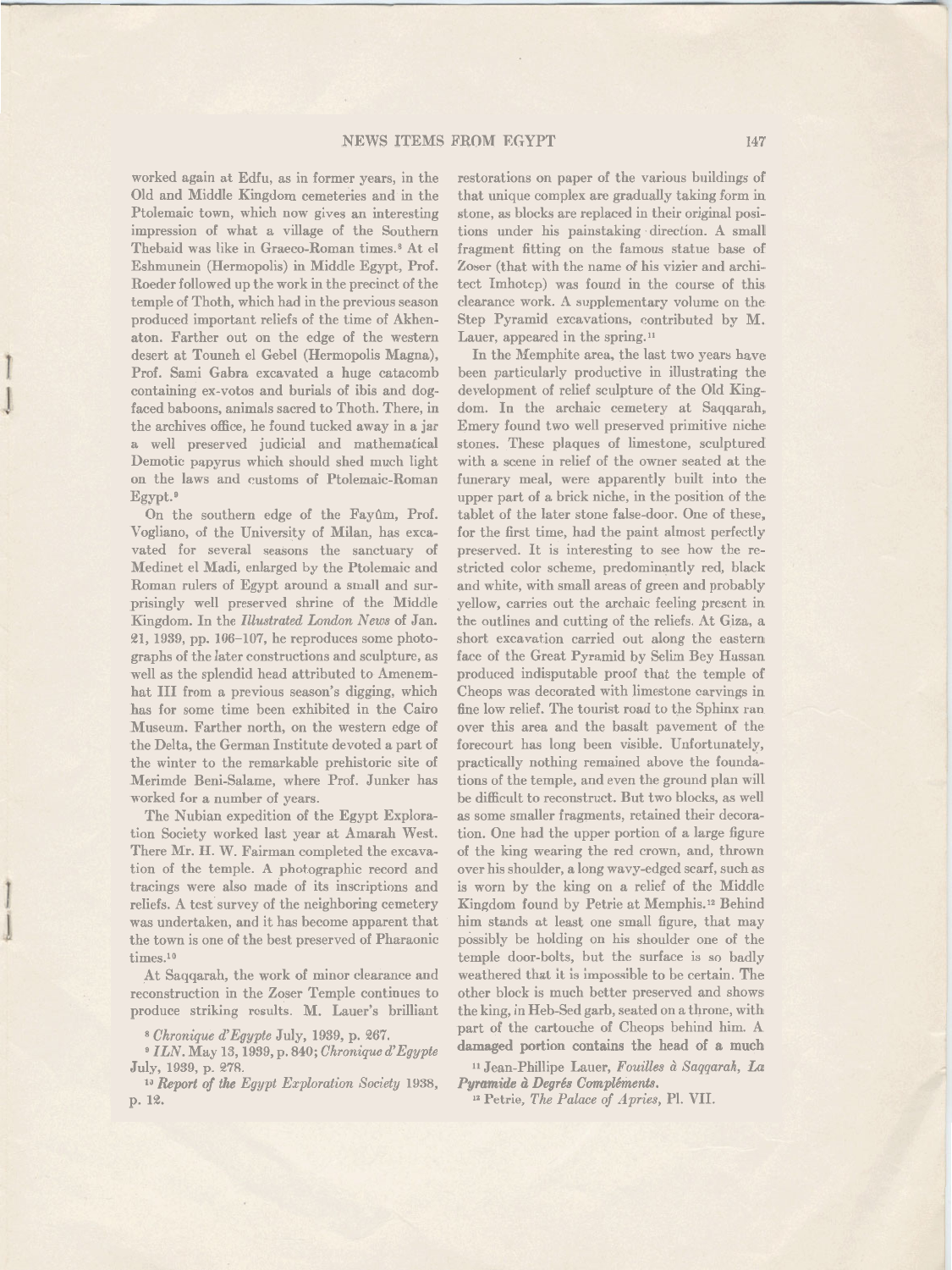worked again at Edfu, as in former years, in the Old and Middle Kingdom cemeteries and in the Ptolemaic town, which now gives an interesting impression of what a village of the Southern Thebaid was like in Graeco-Roman times.[8] At el Eshmunein (Hermopolis) in Middle Egypt, Prof. Roeder followed up the work in the precinct of the temple of Thoth, which had in the previous season produced important reliefs of the time of Akhenaton. Farther out on the edge of the western desert at Touneh el Gebel (Hermopolis Magna), Prof. Sami Gabra excavated a huge catacomb containing ex-votos and burials of ibis and dog-faced baboons, animals sacred to Thoth. There, in the archives office, he found tucked away in a jar a well preserved judicial and mathematical Demotic papyrus which should shed much light on the laws and customs of Ptolemaic-Roman Egypt.[9]

On the southern edge of the Fayûm, Prof. Vogliano, of the University of Milan, has excavated for several seasons the sanctuary of Medinet el Madi, enlarged by the Ptolemaic and Roman rulers of Egypt around a small and surprisingly well preserved shrine of the Middle Kingdom. In the *Illustrated London News* of Jan. 21, 1939, pp. 106–107, he reproduces some photographs of the later constructions and sculpture, as well as the splendid head attributed to Amenemhat III from a previous season's digging, which has for some time been exhibited in the Cairo Museum. Farther north, on the western edge of the Delta, the German Institute devoted a part of the winter to the remarkable prehistoric site of Merimde Beni-Salame, where Prof. Junker has worked for a number of years.

The Nubian expedition of the Egypt Exploration Society worked last year at Amarah West. There Mr. H. W. Fairman completed the excavation of the temple. A photographic record and tracings were also made of its inscriptions and reliefs. A test survey of the neighboring cemetery was undertaken, and it has become apparent that the town is one of the best preserved of Pharaonic times.[10]

At Saqqarah, the work of minor clearance and reconstruction in the Zoser Temple continues to produce striking results. M. Lauer's brilliant restorations on paper of the various buildings of that unique complex are gradually taking form in stone, as blocks are replaced in their original positions under his painstaking direction. A small fragment fitting on the famous statue base of Zoser (that with the name of his vizier and architect Imhotep) was found in the course of this clearance work. A supplementary volume on the Step Pyramid excavations, contributed by M. Lauer, appeared in the spring.[11]

In the Memphite area, the last two years have been particularly productive in illustrating the development of relief sculpture of the Old Kingdom. In the archaic cemetery at Saqqarah, Emery found two well preserved primitive niche stones. These plaques of limestone, sculptured with a scene in relief of the owner seated at the funerary meal, were apparently built into the upper part of a brick niche, in the position of the tablet of the later stone false-door. One of these, for the first time, had the paint almost perfectly preserved. It is interesting to see how the restricted color scheme, predominantly red, black and white, with small areas of green and probably yellow, carries out the archaic feeling present in the outlines and cutting of the reliefs. At Giza, a short excavation carried out along the eastern face of the Great Pyramid by Selim Bey Hassan produced indisputable proof that the temple of Cheops was decorated with limestone carvings in fine low relief. The tourist road to the Sphinx ran over this area and the basalt pavement of the forecourt has long been visible. Unfortunately, practically nothing remained above the foundations of the temple, and even the ground plan will be difficult to reconstruct. But two blocks, as well as some smaller fragments, retained their decoration. One had the upper portion of a large figure of the king wearing the red crown, and, thrown over his shoulder, a long wavy-edged scarf, such as is worn by the king on a relief of the Middle Kingdom found by Petrie at Memphis.[12] Behind him stands at least one small figure, that may possibly be holding on his shoulder one of the temple door-bolts, but the surface is so badly weathered that it is impossible to be certain. The other block is much better preserved and shows the king, in Heb-Sed garb, seated on a throne, with part of the cartouche of Cheops behind him. A damaged portion contains the head of a much

[8] *Chronique d'Egypte* July, 1939, p. 267.

[9] *ILN.* May 13, 1939, p. 840; *Chronique d'Egypte* July, 1939, p. 278.

[10] *Report of the Egypt Exploration Society* 1938, p. 12.

[11] Jean-Phillipe Lauer, *Fouilles à Saqqarah, La Pyramide à Degrés Compléments.*

[12] Petrie, *The Palace of Apries,* Pl. VII.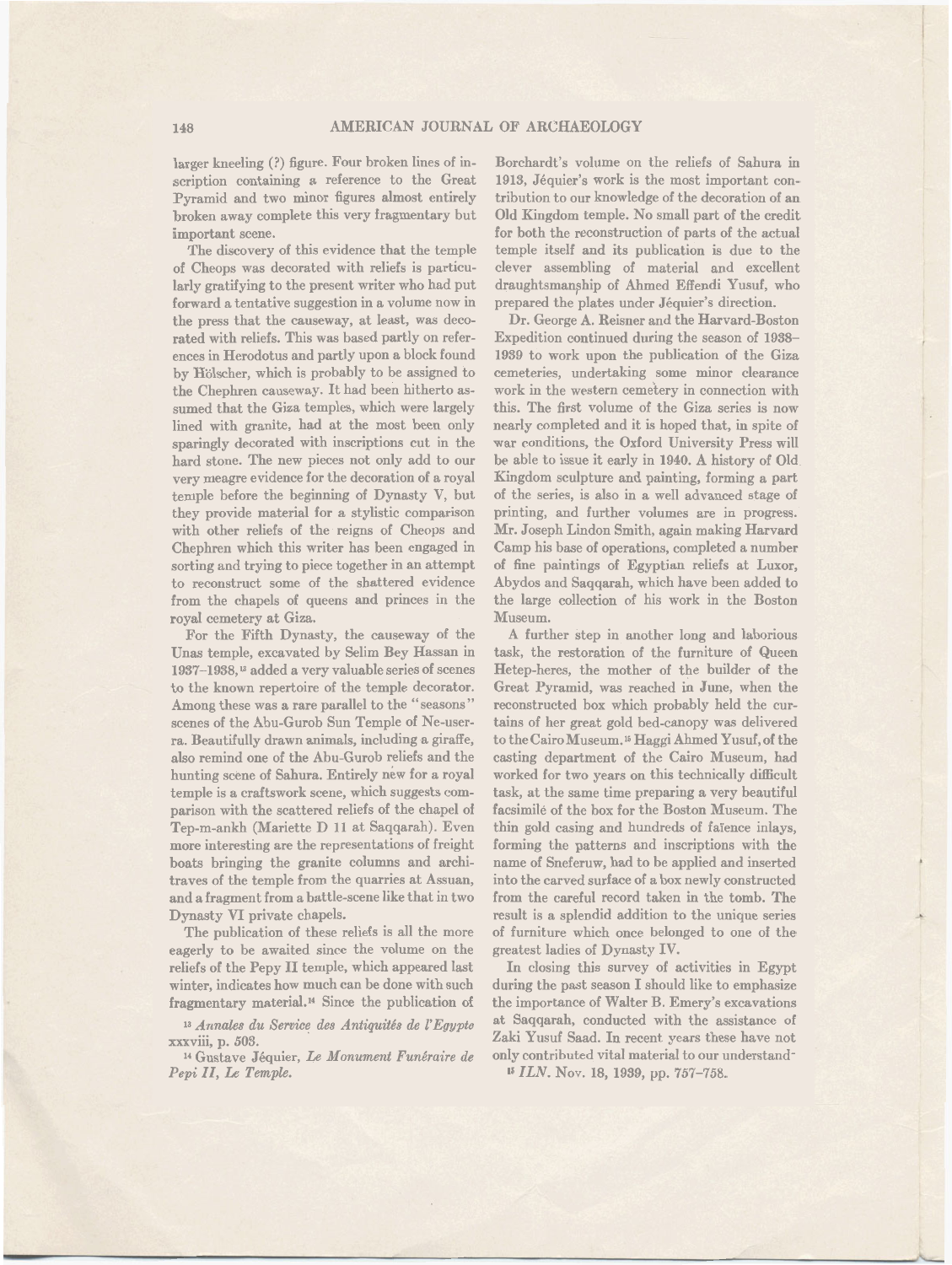larger kneeling (?) figure. Four broken lines of inscription containing a reference to the Great Pyramid and two minor figures almost entirely broken away complete this very fragmentary but important scene.

The discovery of this evidence that the temple of Cheops was decorated with reliefs is particularly gratifying to the present writer who had put forward a tentative suggestion in a volume now in the press that the causeway, at least, was decorated with reliefs. This was based partly on references in Herodotus and partly upon a block found by Hölscher, which is probably to be assigned to the Chephren causeway. It had been hitherto assumed that the Giza temples, which were largely lined with granite, had at the most been only sparingly decorated with inscriptions cut in the hard stone. The new pieces not only add to our very meagre evidence for the decoration of a royal temple before the beginning of Dynasty V, but they provide material for a stylistic comparison with other reliefs of the reigns of Cheops and Chephren which this writer has been engaged in sorting and trying to piece together in an attempt to reconstruct some of the shattered evidence from the chapels of queens and princes in the royal cemetery at Giza.

For the Fifth Dynasty, the causeway of the Unas temple, excavated by Selim Bey Hassan in 1937–1938,[13] added a very valuable series of scenes to the known repertoire of the temple decorator. Among these was a rare parallel to the "seasons" scenes of the Abu-Gurob Sun Temple of Ne-user-ra. Beautifully drawn animals, including a giraffe, also remind one of the Abu-Gurob reliefs and the hunting scene of Sahura. Entirely new for a royal temple is a craftswork scene, which suggests comparison with the scattered reliefs of the chapel of Tep-m-ankh (Mariette D 11 at Saqqarah). Even more interesting are the representations of freight boats bringing the granite columns and architraves of the temple from the quarries at Assuan, and a fragment from a battle-scene like that in two Dynasty VI private chapels.

The publication of these reliefs is all the more eagerly to be awaited since the volume on the reliefs of the Pepy II temple, which appeared last winter, indicates how much can be done with such fragmentary material.[14] Since the publication of Borchardt's volume on the reliefs of Sahura in 1913, Jéquier's work is the most important contribution to our knowledge of the decoration of an Old Kingdom temple. No small part of the credit for both the reconstruction of parts of the actual temple itself and its publication is due to the clever assembling of material and excellent draughtsmanship of Ahmed Effendi Yusuf, who prepared the plates under Jéquier's direction.

Dr. George A. Reisner and the Harvard-Boston Expedition continued during the season of 1938–1939 to work upon the publication of the Giza cemeteries, undertaking some minor clearance work in the western cemetery in connection with this. The first volume of the Giza series is now nearly completed and it is hoped that, in spite of war conditions, the Oxford University Press will be able to issue it early in 1940. A history of Old Kingdom sculpture and painting, forming a part of the series, is also in a well advanced stage of printing, and further volumes are in progress. Mr. Joseph Lindon Smith, again making Harvard Camp his base of operations, completed a number of fine paintings of Egyptian reliefs at Luxor, Abydos and Saqqarah, which have been added to the large collection of his work in the Boston Museum.

A further step in another long and laborious task, the restoration of the furniture of Queen Hetep-heres, the mother of the builder of the Great Pyramid, was reached in June, when the reconstructed box which probably held the curtains of her great gold bed-canopy was delivered to the Cairo Museum.[15] Haggi Ahmed Yusuf, of the casting department of the Cairo Museum, had worked for two years on this technically difficult task, at the same time preparing a very beautiful facsimile of the box for the Boston Museum. The thin gold casing and hundreds of faïence inlays, forming the patterns and inscriptions with the name of Sneferuw, had to be applied and inserted into the carved surface of a box newly constructed from the careful record taken in the tomb. The result is a splendid addition to the unique series of furniture which once belonged to one of the greatest ladies of Dynasty IV.

In closing this survey of activities in Egypt during the past season I should like to emphasize the importance of Walter B. Emery's excavations at Saqqarah, conducted with the assistance of Zaki Yusuf Saad. In recent years these have not only contributed vital material to our understand-

[13] *Annales du Service des Antiquités de l'Egypte* xxxviii, p. 503.

[14] Gustave Jéquier, *Le Monument Funéraire de Pepi II, Le Temple.*

[15] *ILN.* Nov. 18, 1939, pp. 757–758.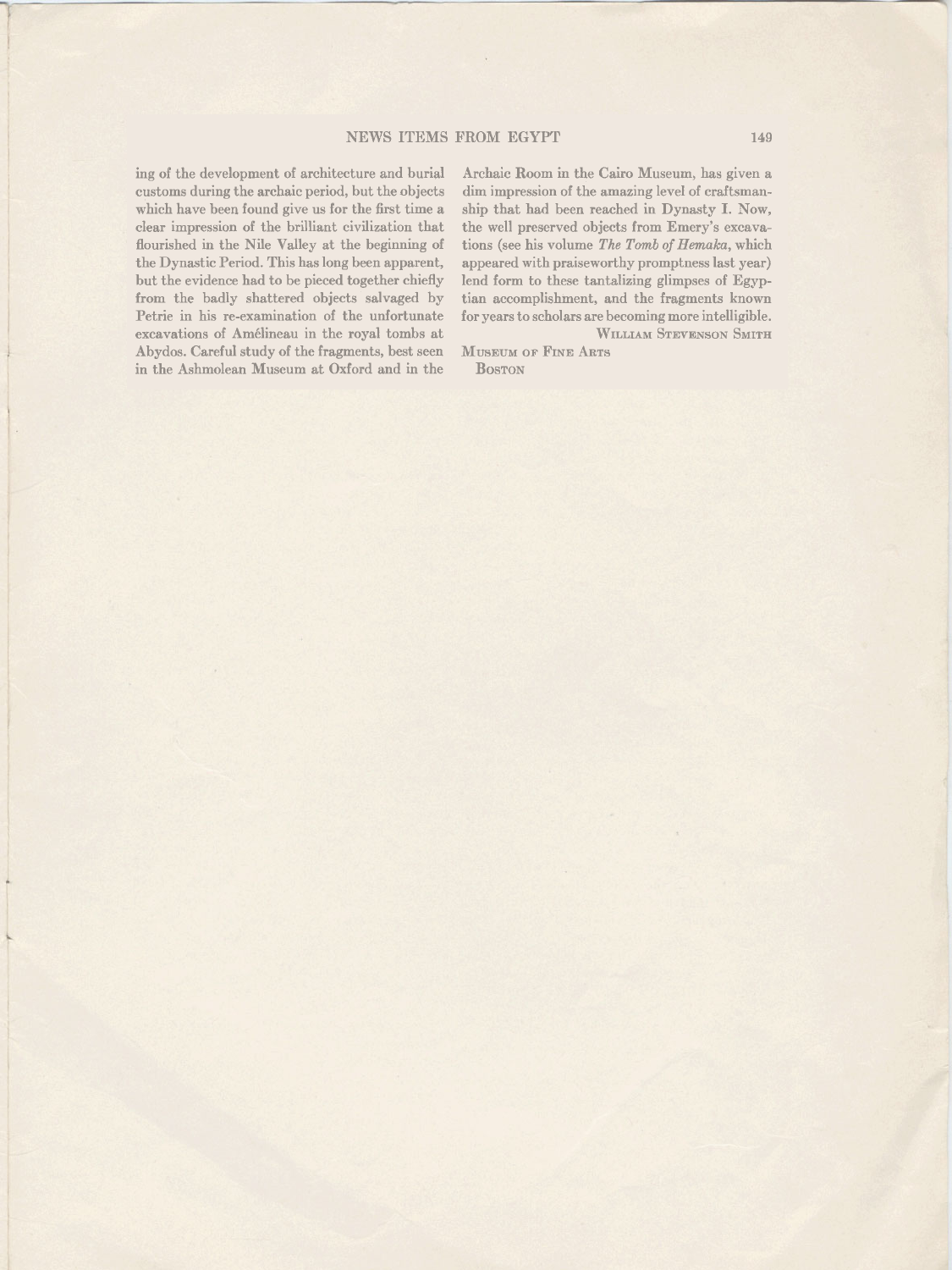ing of the development of architecture and burial customs during the archaic period, but the objects which have been found give us for the first time a clear impression of the brilliant civilization that flourished in the Nile Valley at the beginning of the Dynastic Period. This has long been apparent, but the evidence had to be pieced together chiefly from the badly shattered objects salvaged by Petrie in his re-examination of the unfortunate excavations of Amélineau in the royal tombs at Abydos. Careful study of the fragments, best seen in the Ashmolean Museum at Oxford and in the Archaic Room in the Cairo Museum, has given a dim impression of the amazing level of craftsmanship that had been reached in Dynasty I. Now, the well preserved objects from Emery's excavations (see his volume *The Tomb of Hemaka*, which appeared with praiseworthy promptness last year) lend form to these tantalizing glimpses of Egyptian accomplishment, and the fragments known for years to scholars are becoming more intelligible.

William Stevenson Smith

Museum of Fine Arts
Boston